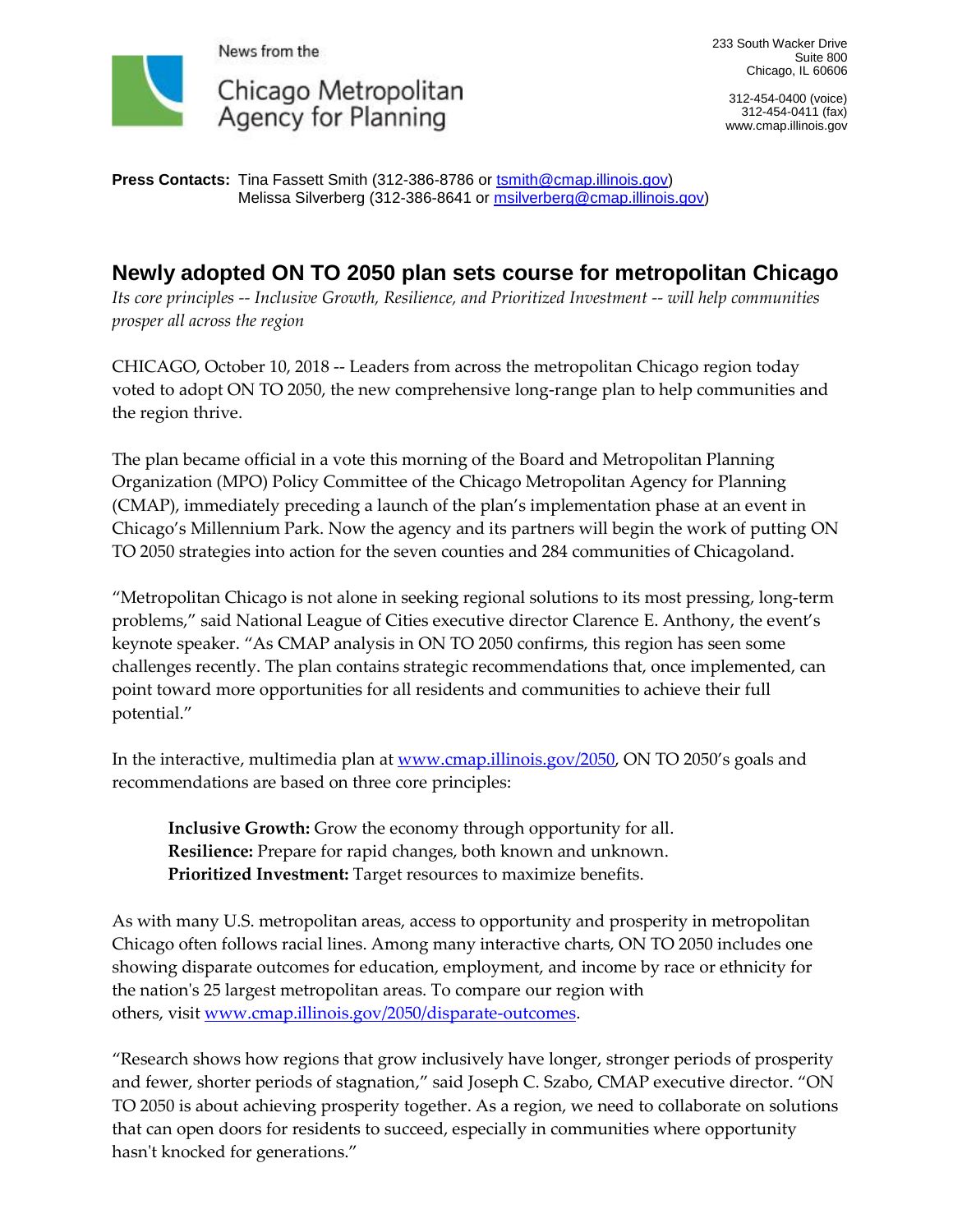News from the

Chicago Metropolitan Agency for Planning

233 South Wacker Drive
Suite 800
Chicago, IL 60606

312-454-0400 (voice)
312-454-0411 (fax)
www.cmap.illinois.gov

**Press Contacts:** Tina Fassett Smith (312-386-8786 or tsmith@cmap.illinois.gov)
Melissa Silverberg (312-386-8641 or msilverberg@cmap.illinois.gov)

# Newly adopted ON TO 2050 plan sets course for metropolitan Chicago

*Its core principles -- Inclusive Growth, Resilience, and Prioritized Investment -- will help communities prosper all across the region*

CHICAGO, October 10, 2018 -- Leaders from across the metropolitan Chicago region today voted to adopt ON TO 2050, the new comprehensive long-range plan to help communities and the region thrive.

The plan became official in a vote this morning of the Board and Metropolitan Planning Organization (MPO) Policy Committee of the Chicago Metropolitan Agency for Planning (CMAP), immediately preceding a launch of the plan's implementation phase at an event in Chicago's Millennium Park. Now the agency and its partners will begin the work of putting ON TO 2050 strategies into action for the seven counties and 284 communities of Chicagoland.

"Metropolitan Chicago is not alone in seeking regional solutions to its most pressing, long-term problems," said National League of Cities executive director Clarence E. Anthony, the event's keynote speaker. "As CMAP analysis in ON TO 2050 confirms, this region has seen some challenges recently. The plan contains strategic recommendations that, once implemented, can point toward more opportunities for all residents and communities to achieve their full potential."

In the interactive, multimedia plan at www.cmap.illinois.gov/2050, ON TO 2050's goals and recommendations are based on three core principles:

> **Inclusive Growth:** Grow the economy through opportunity for all.
> **Resilience:** Prepare for rapid changes, both known and unknown.
> **Prioritized Investment:** Target resources to maximize benefits.

As with many U.S. metropolitan areas, access to opportunity and prosperity in metropolitan Chicago often follows racial lines. Among many interactive charts, ON TO 2050 includes one showing disparate outcomes for education, employment, and income by race or ethnicity for the nation's 25 largest metropolitan areas. To compare our region with others, visit www.cmap.illinois.gov/2050/disparate-outcomes.

"Research shows how regions that grow inclusively have longer, stronger periods of prosperity and fewer, shorter periods of stagnation," said Joseph C. Szabo, CMAP executive director. "ON TO 2050 is about achieving prosperity together. As a region, we need to collaborate on solutions that can open doors for residents to succeed, especially in communities where opportunity hasn't knocked for generations."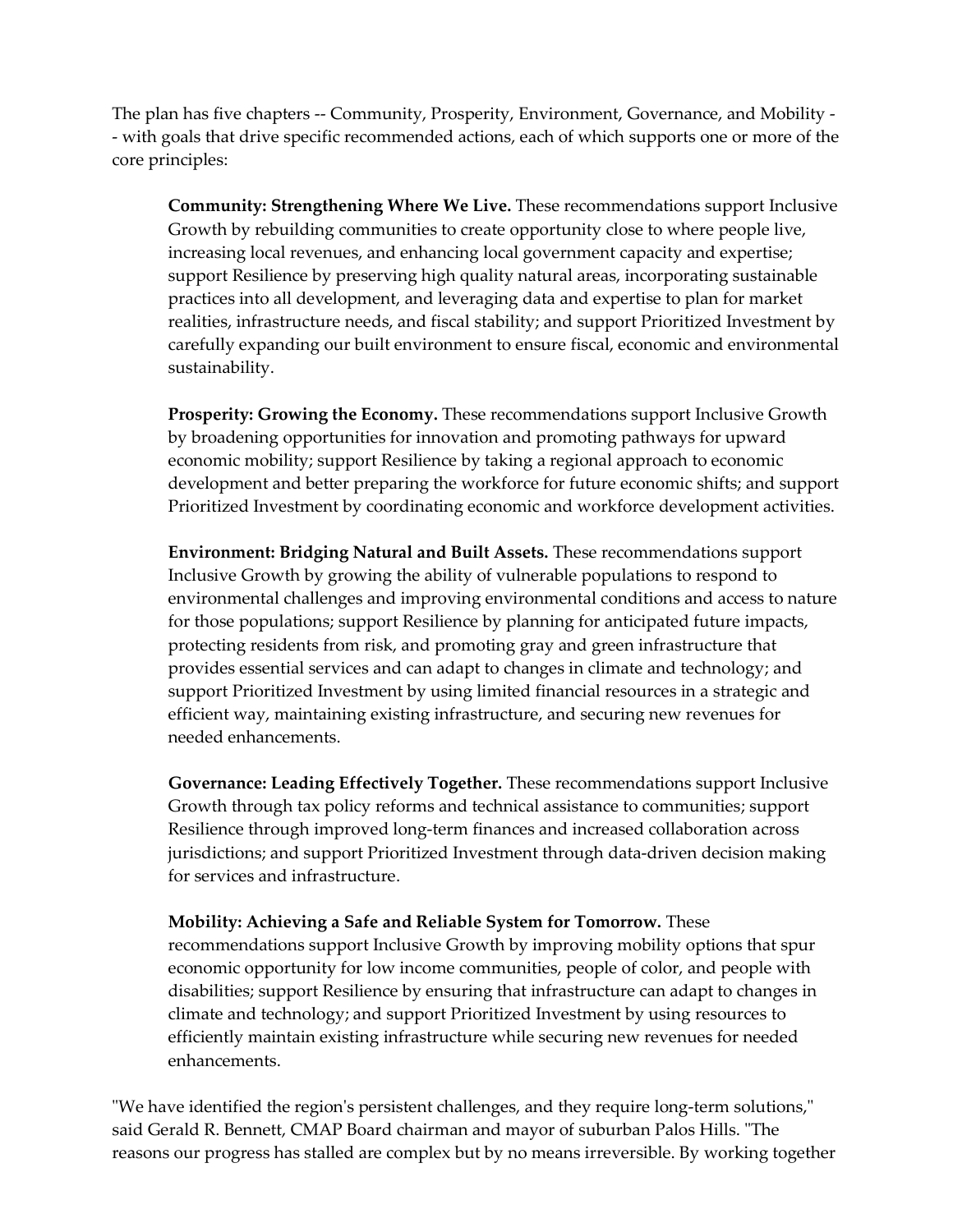The plan has five chapters -- Community, Prosperity, Environment, Governance, and Mobility -- with goals that drive specific recommended actions, each of which supports one or more of the core principles:

> **Community: Strengthening Where We Live.** These recommendations support Inclusive Growth by rebuilding communities to create opportunity close to where people live, increasing local revenues, and enhancing local government capacity and expertise; support Resilience by preserving high quality natural areas, incorporating sustainable practices into all development, and leveraging data and expertise to plan for market realities, infrastructure needs, and fiscal stability; and support Prioritized Investment by carefully expanding our built environment to ensure fiscal, economic and environmental sustainability.
>
> **Prosperity: Growing the Economy.** These recommendations support Inclusive Growth by broadening opportunities for innovation and promoting pathways for upward economic mobility; support Resilience by taking a regional approach to economic development and better preparing the workforce for future economic shifts; and support Prioritized Investment by coordinating economic and workforce development activities.
>
> **Environment: Bridging Natural and Built Assets.** These recommendations support Inclusive Growth by growing the ability of vulnerable populations to respond to environmental challenges and improving environmental conditions and access to nature for those populations; support Resilience by planning for anticipated future impacts, protecting residents from risk, and promoting gray and green infrastructure that provides essential services and can adapt to changes in climate and technology; and support Prioritized Investment by using limited financial resources in a strategic and efficient way, maintaining existing infrastructure, and securing new revenues for needed enhancements.
>
> **Governance: Leading Effectively Together.** These recommendations support Inclusive Growth through tax policy reforms and technical assistance to communities; support Resilience through improved long-term finances and increased collaboration across jurisdictions; and support Prioritized Investment through data-driven decision making for services and infrastructure.
>
> **Mobility: Achieving a Safe and Reliable System for Tomorrow.** These recommendations support Inclusive Growth by improving mobility options that spur economic opportunity for low income communities, people of color, and people with disabilities; support Resilience by ensuring that infrastructure can adapt to changes in climate and technology; and support Prioritized Investment by using resources to efficiently maintain existing infrastructure while securing new revenues for needed enhancements.

"We have identified the region's persistent challenges, and they require long-term solutions," said Gerald R. Bennett, CMAP Board chairman and mayor of suburban Palos Hills. "The reasons our progress has stalled are complex but by no means irreversible. By working together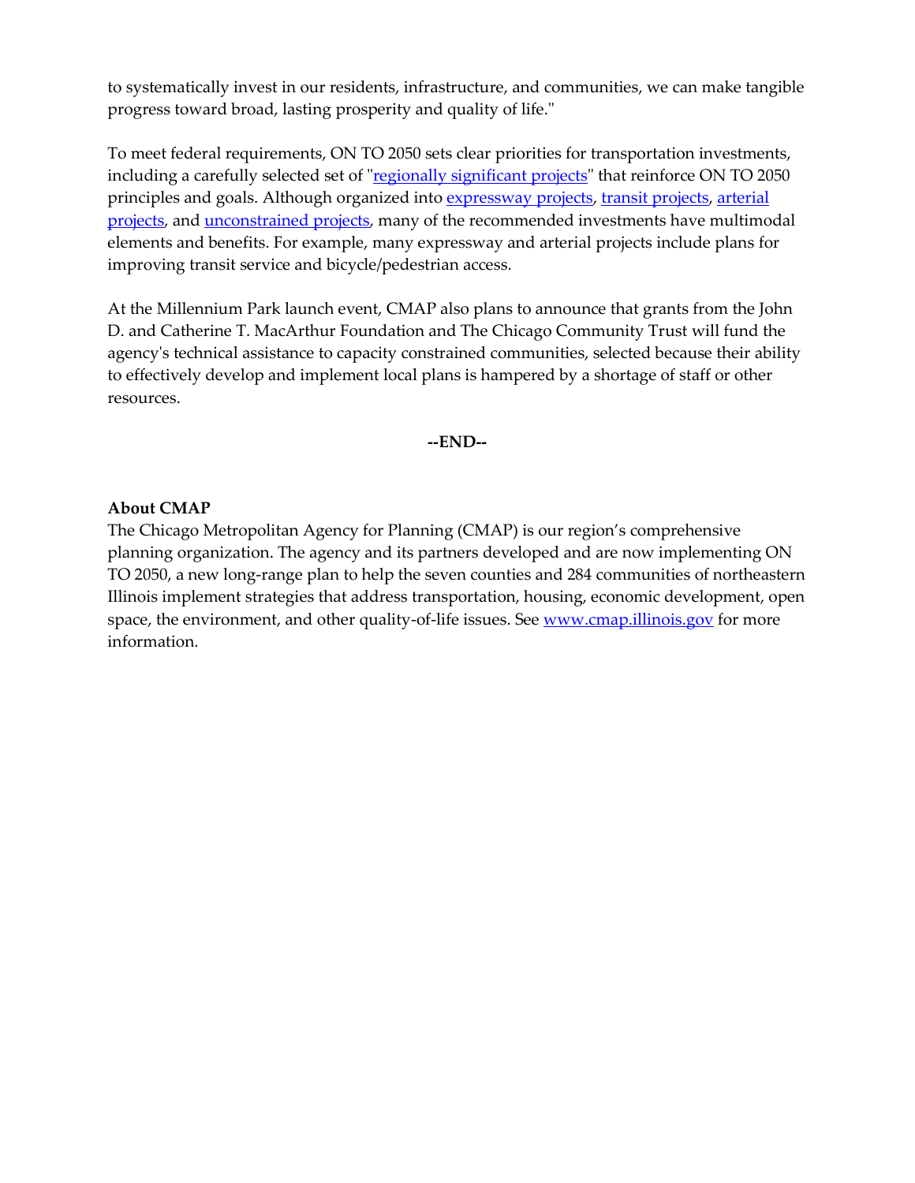to systematically invest in our residents, infrastructure, and communities, we can make tangible progress toward broad, lasting prosperity and quality of life."

To meet federal requirements, ON TO 2050 sets clear priorities for transportation investments, including a carefully selected set of "regionally significant projects" that reinforce ON TO 2050 principles and goals. Although organized into expressway projects, transit projects, arterial projects, and unconstrained projects, many of the recommended investments have multimodal elements and benefits. For example, many expressway and arterial projects include plans for improving transit service and bicycle/pedestrian access.

At the Millennium Park launch event, CMAP also plans to announce that grants from the John D. and Catherine T. MacArthur Foundation and The Chicago Community Trust will fund the agency's technical assistance to capacity constrained communities, selected because their ability to effectively develop and implement local plans is hampered by a shortage of staff or other resources.

**--END--**

**About CMAP**
The Chicago Metropolitan Agency for Planning (CMAP) is our region's comprehensive planning organization. The agency and its partners developed and are now implementing ON TO 2050, a new long-range plan to help the seven counties and 284 communities of northeastern Illinois implement strategies that address transportation, housing, economic development, open space, the environment, and other quality-of-life issues. See www.cmap.illinois.gov for more information.